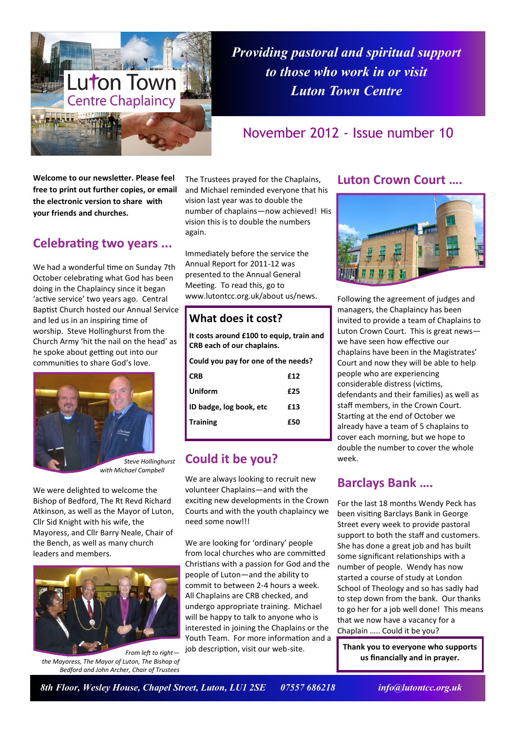# Luton Town Centre Chaplaincy

***Providing pastoral and spiritual support to those who work in or visit Luton Town Centre***

## November 2012 - Issue number 10

**Welcome to our newsletter. Please feel free to print out further copies, or email the electronic version to share with your friends and churches.**

## Celebrating two years ...

We had a wonderful time on Sunday 7th October celebrating what God has been doing in the Chaplaincy since it began 'active service' two years ago. Central Baptist Church hosted our Annual Service and led us in an inspiring time of worship. Steve Hollinghurst from the Church Army 'hit the nail on the head' as he spoke about getting out into our communities to share God's love.

*Steve Hollinghurst with Michael Campbell*

We were delighted to welcome the Bishop of Bedford, The Rt Revd Richard Atkinson, as well as the Mayor of Luton, Cllr Sid Knight with his wife, the Mayoress, and Cllr Barry Neale, Chair of the Bench, as well as many church leaders and members.

*From left to right—the Mayoress, The Mayor of Luton, The Bishop of Bedford and John Archer, Chair of Trustees*

The Trustees prayed for the Chaplains, and Michael reminded everyone that his vision last year was to double the number of chaplains—now achieved! His vision this is to double the numbers again.

Immediately before the service the Annual Report for 2011-12 was presented to the Annual General Meeting. To read this, go to www.lutontcc.org.uk/about us/news.

### What does it cost?

**It costs around £100 to equip, train and CRB each of our chaplains.**

**Could you pay for one of the needs?**

| | |
|---|---|
| **CRB** | **£12** |
| **Uniform** | **£25** |
| **ID badge, log book, etc** | **£13** |
| **Training** | **£50** |

## Could it be you?

We are always looking to recruit new volunteer Chaplains—and with the exciting new developments in the Crown Courts and with the youth chaplaincy we need some now!!!

We are looking for 'ordinary' people from local churches who are committed Christians with a passion for God and the people of Luton—and the ability to commit to between 2-4 hours a week. All Chaplains are CRB checked, and undergo appropriate training. Michael will be happy to talk to anyone who is interested in joining the Chaplains or the Youth Team. For more information and a job description, visit our web-site.

## Luton Crown Court ….

Following the agreement of judges and managers, the Chaplaincy has been invited to provide a team of Chaplains to Luton Crown Court. This is great news—we have seen how effective our chaplains have been in the Magistrates' Court and now they will be able to help people who are experiencing considerable distress (victims, defendants and their families) as well as staff members, in the Crown Court. Starting at the end of October we already have a team of 5 chaplains to cover each morning, but we hope to double the number to cover the whole week.

## Barclays Bank ….

For the last 18 months Wendy Peck has been visiting Barclays Bank in George Street every week to provide pastoral support to both the staff and customers. She has done a great job and has built some significant relationships with a number of people. Wendy has now started a course of study at London School of Theology and so has sadly had to step down from the bank. Our thanks to go her for a job well done! This means that we now have a vacancy for a Chaplain ….. Could it be you?

**Thank you to everyone who supports us financially and in prayer.**

*8th Floor, Wesley House, Chapel Street, Luton, LU1 2SE 07557 686218 info@lutontcc.org.uk*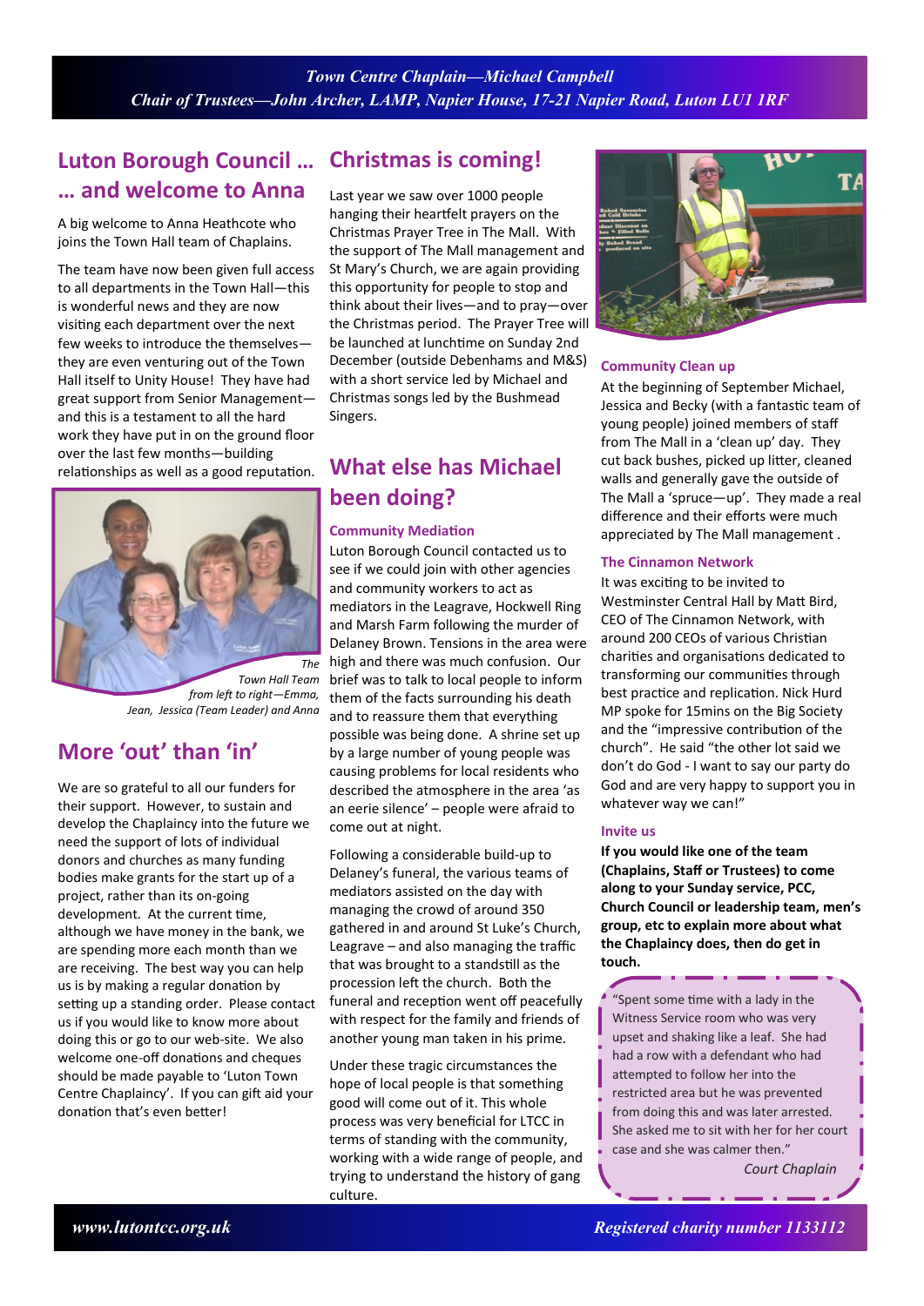## Luton Borough Council … … and welcome to Anna

A big welcome to Anna Heathcote who joins the Town Hall team of Chaplains.

The team have now been given full access to all departments in the Town Hall—this is wonderful news and they are now visiting each department over the next few weeks to introduce the themselves—they are even venturing out of the Town Hall itself to Unity House! They have had great support from Senior Management—and this is a testament to all the hard work they have put in on the ground floor over the last few months—building relationships as well as a good reputation.

*The Town Hall Team from left to right—Emma, Jean, Jessica (Team Leader) and Anna*

## More 'out' than 'in'

We are so grateful to all our funders for their support. However, to sustain and develop the Chaplaincy into the future we need the support of lots of individual donors and churches as many funding bodies make grants for the start up of a project, rather than its on-going development. At the current time, although we have money in the bank, we are spending more each month than we are receiving. The best way you can help us is by making a regular donation by setting up a standing order. Please contact us if you would like to know more about doing this or go to our web-site. We also welcome one-off donations and cheques should be made payable to 'Luton Town Centre Chaplaincy'. If you can gift aid your donation that's even better!

## Christmas is coming!

Last year we saw over 1000 people hanging their heartfelt prayers on the Christmas Prayer Tree in The Mall. With the support of The Mall management and St Mary's Church, we are again providing this opportunity for people to stop and think about their lives—and to pray—over the Christmas period. The Prayer Tree will be launched at lunchtime on Sunday 2nd December (outside Debenhams and M&S) with a short service led by Michael and Christmas songs led by the Bushmead Singers.

## What else has Michael been doing?

### Community Mediation

Luton Borough Council contacted us to see if we could join with other agencies and community workers to act as mediators in the Leagrave, Hockwell Ring and Marsh Farm following the murder of Delaney Brown. Tensions in the area were high and there was much confusion. Our brief was to talk to local people to inform them of the facts surrounding his death and to reassure them that everything possible was being done. A shrine set up by a large number of young people was causing problems for local residents who described the atmosphere in the area 'as an eerie silence' – people were afraid to come out at night.

Following a considerable build-up to Delaney's funeral, the various teams of mediators assisted on the day with managing the crowd of around 350 gathered in and around St Luke's Church, Leagrave – and also managing the traffic that was brought to a standstill as the procession left the church. Both the funeral and reception went off peacefully with respect for the family and friends of another young man taken in his prime.

Under these tragic circumstances the hope of local people is that something good will come out of it. This whole process was very beneficial for LTCC in terms of standing with the community, working with a wide range of people, and trying to understand the history of gang culture.

### Community Clean up

At the beginning of September Michael, Jessica and Becky (with a fantastic team of young people) joined members of staff from The Mall in a 'clean up' day. They cut back bushes, picked up litter, cleaned walls and generally gave the outside of The Mall a 'spruce—up'. They made a real difference and their efforts were much appreciated by The Mall management .

### The Cinnamon Network

It was exciting to be invited to Westminster Central Hall by Matt Bird, CEO of The Cinnamon Network, with around 200 CEOs of various Christian charities and organisations dedicated to transforming our communities through best practice and replication. Nick Hurd MP spoke for 15mins on the Big Society and the "impressive contribution of the church". He said "the other lot said we don't do God - I want to say our party do God and are very happy to support you in whatever way we can!"

### Invite us

**If you would like one of the team (Chaplains, Staff or Trustees) to come along to your Sunday service, PCC, Church Council or leadership team, men's group, etc to explain more about what the Chaplaincy does, then do get in touch.**

> "Spent some time with a lady in the Witness Service room who was very upset and shaking like a leaf. She had had a row with a defendant who had attempted to follow her into the restricted area but he was prevented from doing this and was later arrested. She asked me to sit with her for her court case and she was calmer then."
>
> *Court Chaplain*